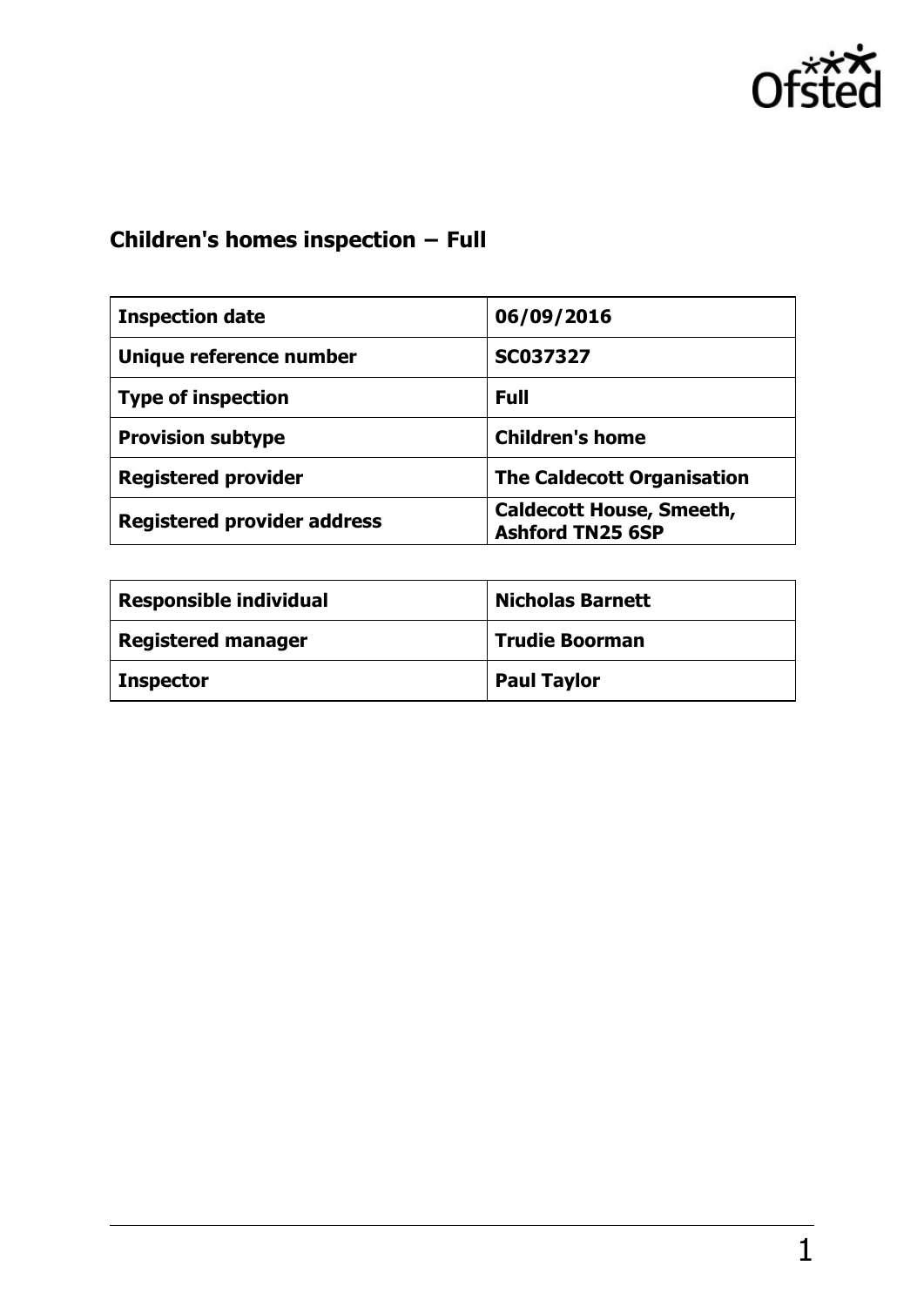## Children's homes inspection – Full

| Inspection date | 06/09/2016 |
| --- | --- |
| Unique reference number | SC037327 |
| Type of inspection | Full |
| Provision subtype | Children's home |
| Registered provider | The Caldecott Organisation |
| Registered provider address | Caldecott House, Smeeth, Ashford TN25 6SP |

| Responsible individual | Nicholas Barnett |
| --- | --- |
| Registered manager | Trudie Boorman |
| Inspector | Paul Taylor |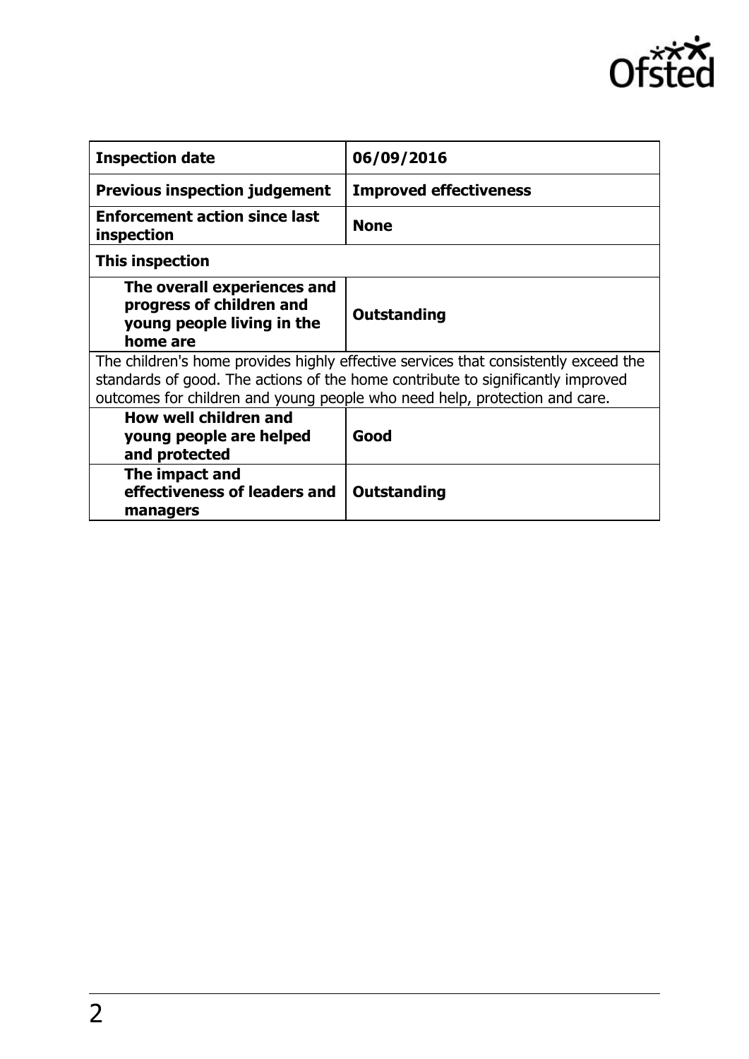| **Inspection date** | **06/09/2016** |
| --- | --- |
| **Previous inspection judgement** | **Improved effectiveness** |
| **Enforcement action since last inspection** | **None** |
| **This inspection** | |
| **The overall experiences and progress of children and young people living in the home are** | **Outstanding** |
| The children's home provides highly effective services that consistently exceed the standards of good. The actions of the home contribute to significantly improved outcomes for children and young people who need help, protection and care. | |
| **How well children and young people are helped and protected** | **Good** |
| **The impact and effectiveness of leaders and managers** | **Outstanding** |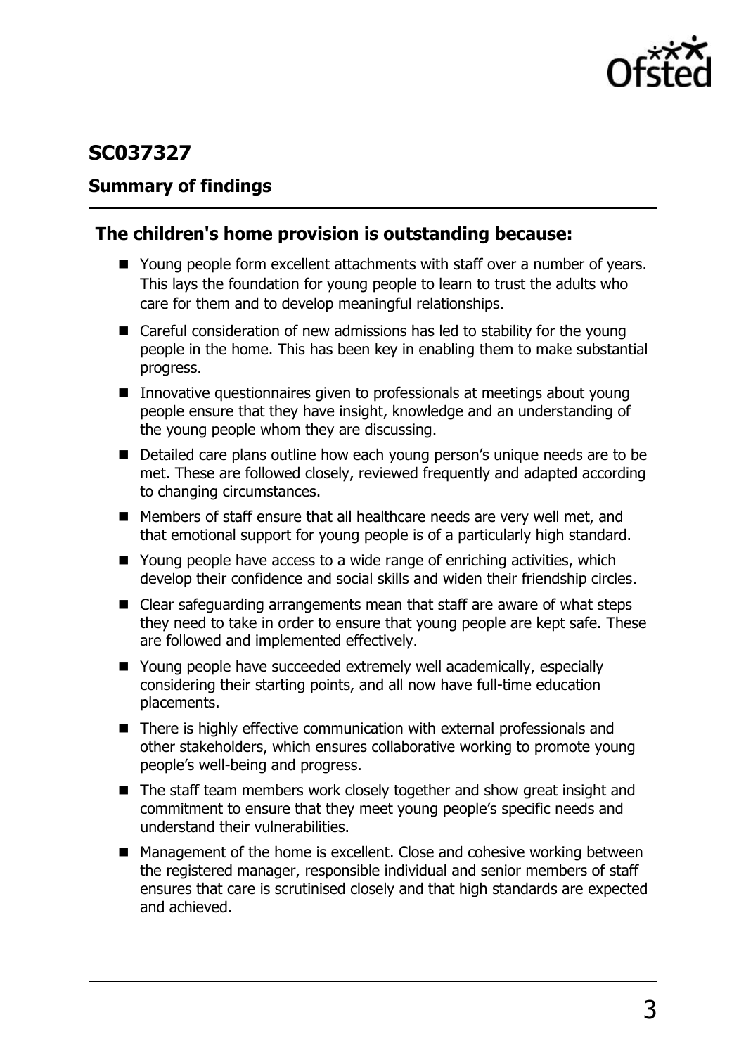## SC037327

### Summary of findings

**The children's home provision is outstanding because:**

- Young people form excellent attachments with staff over a number of years. This lays the foundation for young people to learn to trust the adults who care for them and to develop meaningful relationships.
- Careful consideration of new admissions has led to stability for the young people in the home. This has been key in enabling them to make substantial progress.
- Innovative questionnaires given to professionals at meetings about young people ensure that they have insight, knowledge and an understanding of the young people whom they are discussing.
- Detailed care plans outline how each young person's unique needs are to be met. These are followed closely, reviewed frequently and adapted according to changing circumstances.
- Members of staff ensure that all healthcare needs are very well met, and that emotional support for young people is of a particularly high standard.
- Young people have access to a wide range of enriching activities, which develop their confidence and social skills and widen their friendship circles.
- Clear safeguarding arrangements mean that staff are aware of what steps they need to take in order to ensure that young people are kept safe. These are followed and implemented effectively.
- Young people have succeeded extremely well academically, especially considering their starting points, and all now have full-time education placements.
- There is highly effective communication with external professionals and other stakeholders, which ensures collaborative working to promote young people's well-being and progress.
- The staff team members work closely together and show great insight and commitment to ensure that they meet young people's specific needs and understand their vulnerabilities.
- Management of the home is excellent. Close and cohesive working between the registered manager, responsible individual and senior members of staff ensures that care is scrutinised closely and that high standards are expected and achieved.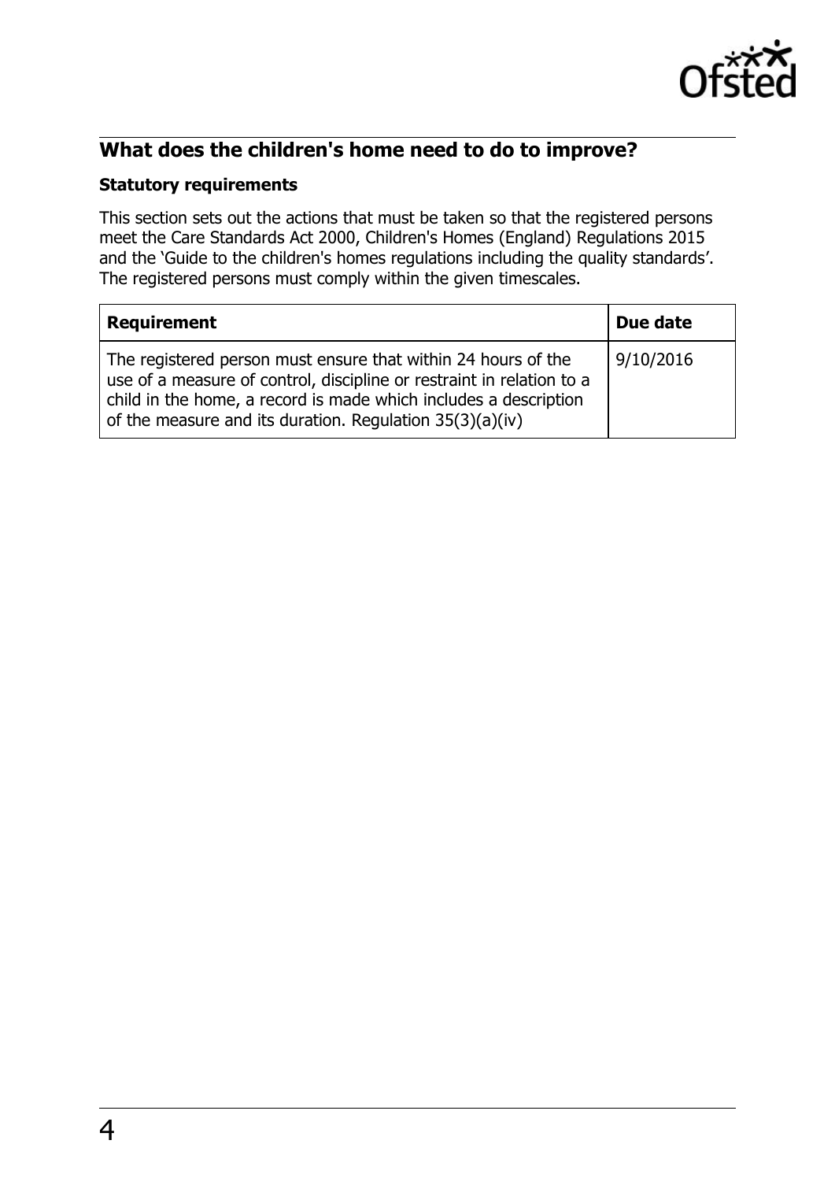## What does the children's home need to do to improve?

### Statutory requirements

This section sets out the actions that must be taken so that the registered persons meet the Care Standards Act 2000, Children's Homes (England) Regulations 2015 and the 'Guide to the children's homes regulations including the quality standards'. The registered persons must comply within the given timescales.

| Requirement | Due date |
| --- | --- |
| The registered person must ensure that within 24 hours of the use of a measure of control, discipline or restraint in relation to a child in the home, a record is made which includes a description of the measure and its duration. Regulation 35(3)(a)(iv) | 9/10/2016 |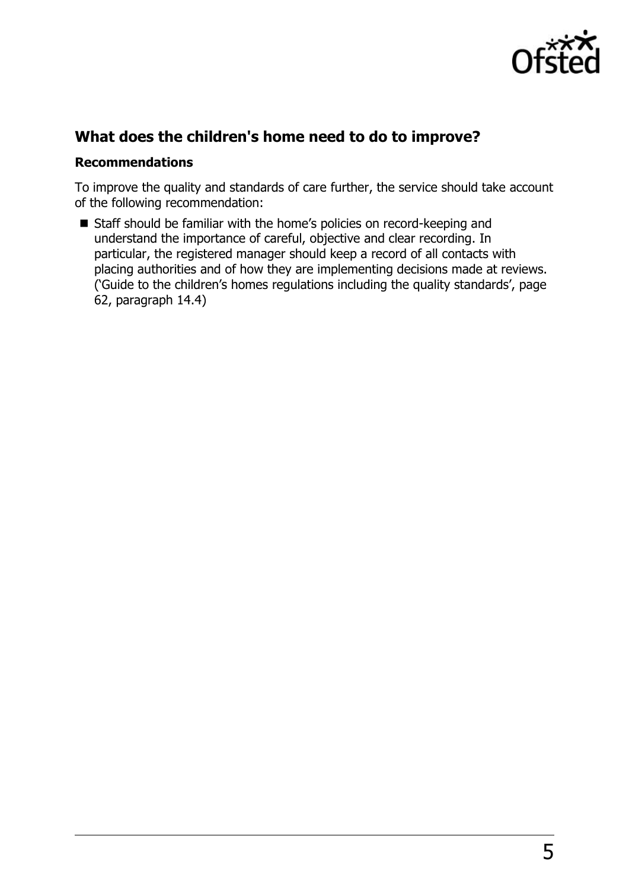## What does the children's home need to do to improve?

### Recommendations

To improve the quality and standards of care further, the service should take account of the following recommendation:

- Staff should be familiar with the home's policies on record-keeping and understand the importance of careful, objective and clear recording. In particular, the registered manager should keep a record of all contacts with placing authorities and of how they are implementing decisions made at reviews. ('Guide to the children's homes regulations including the quality standards', page 62, paragraph 14.4)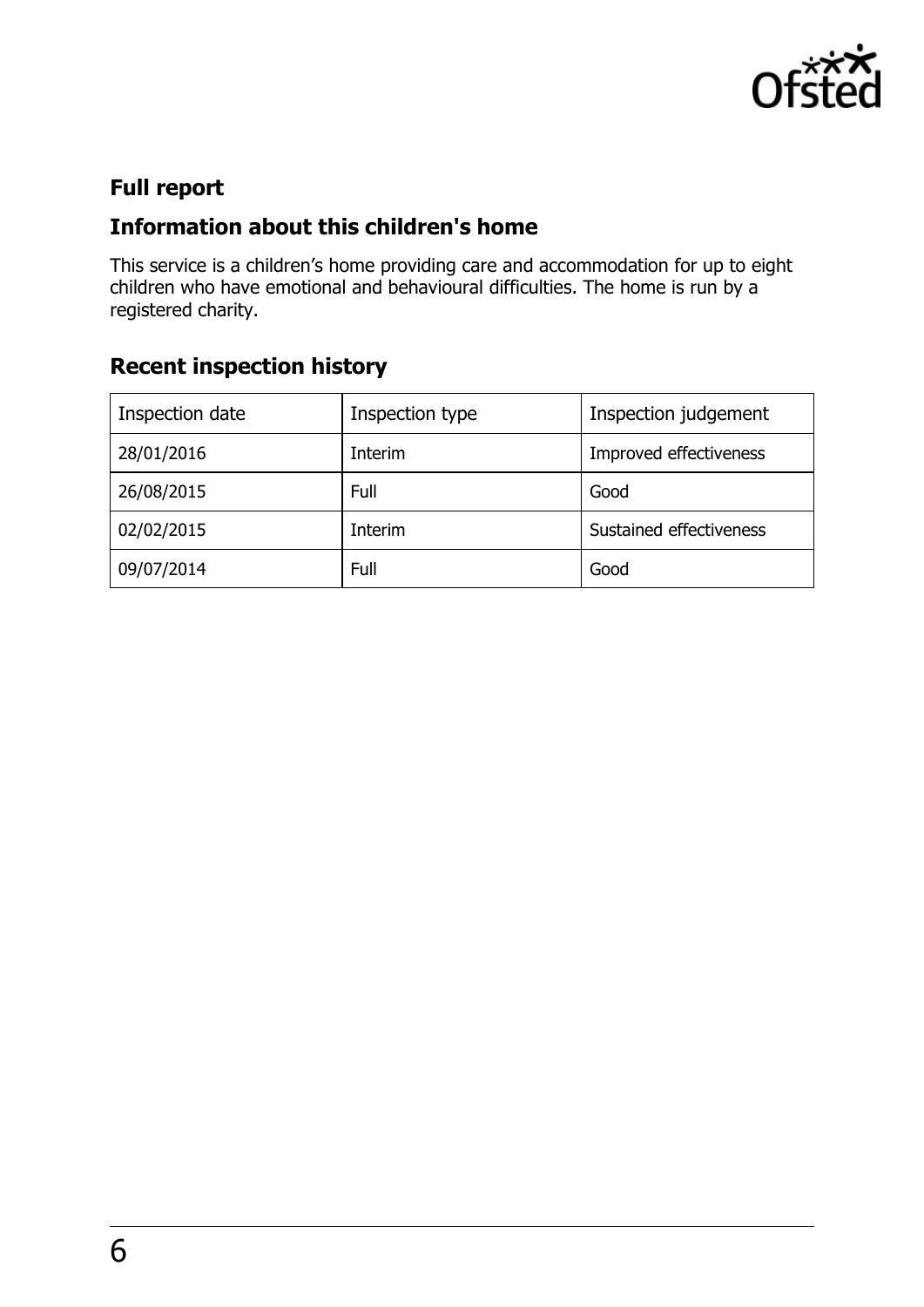## Full report

## Information about this children's home

This service is a children's home providing care and accommodation for up to eight children who have emotional and behavioural difficulties. The home is run by a registered charity.

## Recent inspection history

| Inspection date | Inspection type | Inspection judgement |
|---|---|---|
| 28/01/2016 | Interim | Improved effectiveness |
| 26/08/2015 | Full | Good |
| 02/02/2015 | Interim | Sustained effectiveness |
| 09/07/2014 | Full | Good |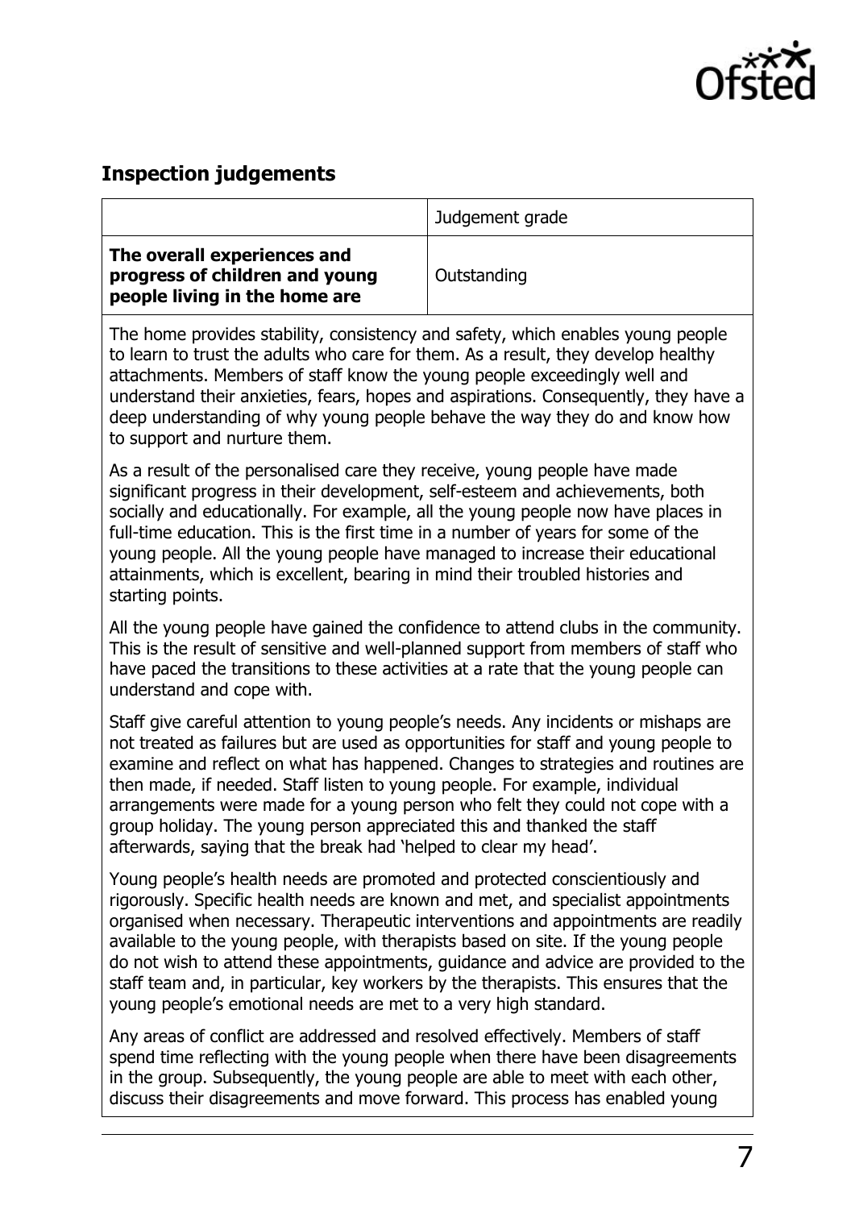## Inspection judgements

| | Judgement grade |
|---|---|
| **The overall experiences and progress of children and young people living in the home are** | Outstanding |

The home provides stability, consistency and safety, which enables young people to learn to trust the adults who care for them. As a result, they develop healthy attachments. Members of staff know the young people exceedingly well and understand their anxieties, fears, hopes and aspirations. Consequently, they have a deep understanding of why young people behave the way they do and know how to support and nurture them.

As a result of the personalised care they receive, young people have made significant progress in their development, self-esteem and achievements, both socially and educationally. For example, all the young people now have places in full-time education. This is the first time in a number of years for some of the young people. All the young people have managed to increase their educational attainments, which is excellent, bearing in mind their troubled histories and starting points.

All the young people have gained the confidence to attend clubs in the community. This is the result of sensitive and well-planned support from members of staff who have paced the transitions to these activities at a rate that the young people can understand and cope with.

Staff give careful attention to young people's needs. Any incidents or mishaps are not treated as failures but are used as opportunities for staff and young people to examine and reflect on what has happened. Changes to strategies and routines are then made, if needed. Staff listen to young people. For example, individual arrangements were made for a young person who felt they could not cope with a group holiday. The young person appreciated this and thanked the staff afterwards, saying that the break had 'helped to clear my head'.

Young people's health needs are promoted and protected conscientiously and rigorously. Specific health needs are known and met, and specialist appointments organised when necessary. Therapeutic interventions and appointments are readily available to the young people, with therapists based on site. If the young people do not wish to attend these appointments, guidance and advice are provided to the staff team and, in particular, key workers by the therapists. This ensures that the young people's emotional needs are met to a very high standard.

Any areas of conflict are addressed and resolved effectively. Members of staff spend time reflecting with the young people when there have been disagreements in the group. Subsequently, the young people are able to meet with each other, discuss their disagreements and move forward. This process has enabled young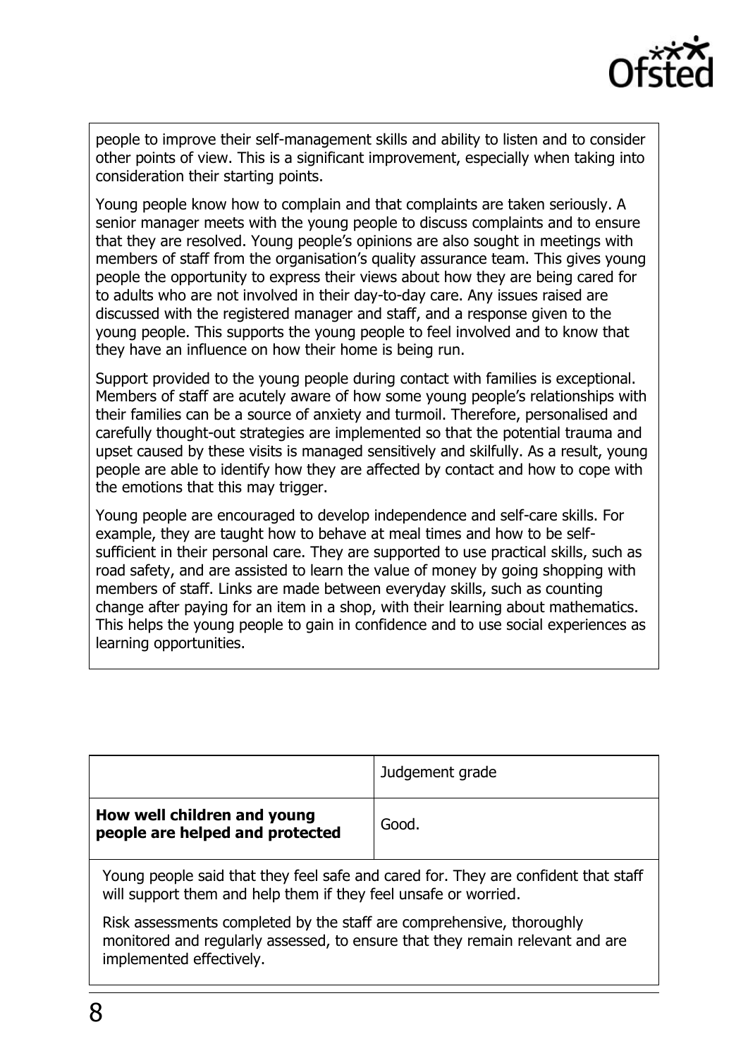people to improve their self-management skills and ability to listen and to consider other points of view. This is a significant improvement, especially when taking into consideration their starting points.

Young people know how to complain and that complaints are taken seriously. A senior manager meets with the young people to discuss complaints and to ensure that they are resolved. Young people's opinions are also sought in meetings with members of staff from the organisation's quality assurance team. This gives young people the opportunity to express their views about how they are being cared for to adults who are not involved in their day-to-day care. Any issues raised are discussed with the registered manager and staff, and a response given to the young people. This supports the young people to feel involved and to know that they have an influence on how their home is being run.

Support provided to the young people during contact with families is exceptional. Members of staff are acutely aware of how some young people's relationships with their families can be a source of anxiety and turmoil. Therefore, personalised and carefully thought-out strategies are implemented so that the potential trauma and upset caused by these visits is managed sensitively and skilfully. As a result, young people are able to identify how they are affected by contact and how to cope with the emotions that this may trigger.

Young people are encouraged to develop independence and self-care skills. For example, they are taught how to behave at meal times and how to be self-sufficient in their personal care. They are supported to use practical skills, such as road safety, and are assisted to learn the value of money by going shopping with members of staff. Links are made between everyday skills, such as counting change after paying for an item in a shop, with their learning about mathematics. This helps the young people to gain in confidence and to use social experiences as learning opportunities.

| | Judgement grade |
|---|---|
| **How well children and young people are helped and protected** | Good. |

Young people said that they feel safe and cared for. They are confident that staff will support them and help them if they feel unsafe or worried.

Risk assessments completed by the staff are comprehensive, thoroughly monitored and regularly assessed, to ensure that they remain relevant and are implemented effectively.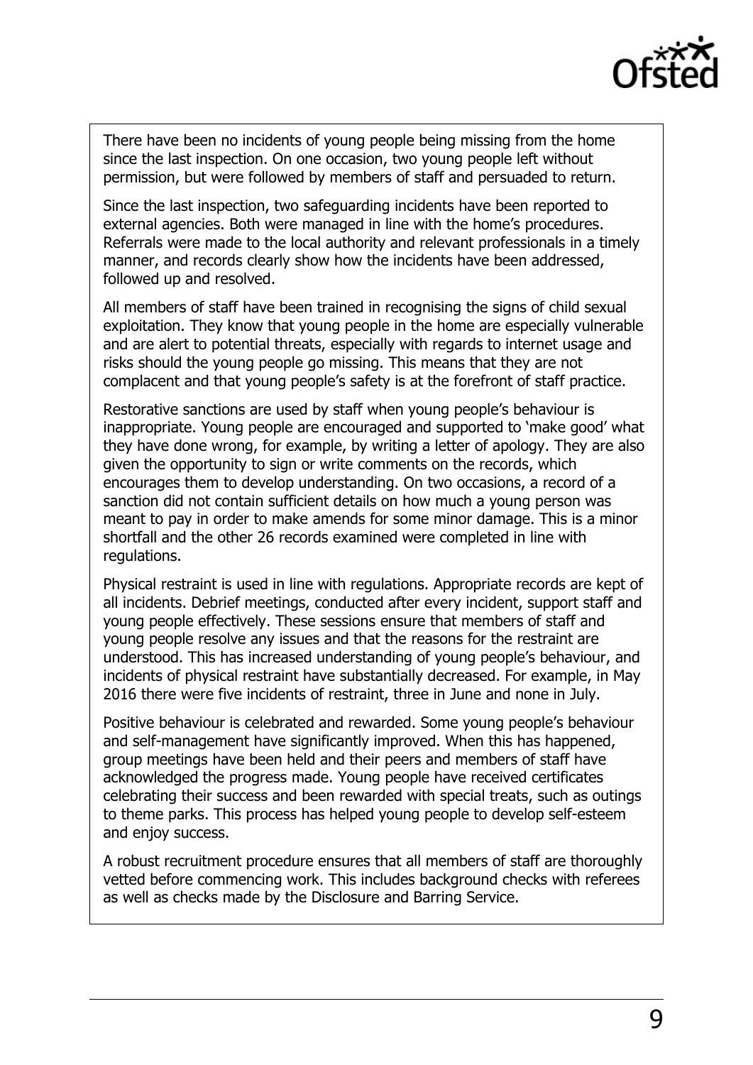There have been no incidents of young people being missing from the home since the last inspection. On one occasion, two young people left without permission, but were followed by members of staff and persuaded to return.

Since the last inspection, two safeguarding incidents have been reported to external agencies. Both were managed in line with the home's procedures. Referrals were made to the local authority and relevant professionals in a timely manner, and records clearly show how the incidents have been addressed, followed up and resolved.

All members of staff have been trained in recognising the signs of child sexual exploitation. They know that young people in the home are especially vulnerable and are alert to potential threats, especially with regards to internet usage and risks should the young people go missing. This means that they are not complacent and that young people's safety is at the forefront of staff practice.

Restorative sanctions are used by staff when young people's behaviour is inappropriate. Young people are encouraged and supported to 'make good' what they have done wrong, for example, by writing a letter of apology. They are also given the opportunity to sign or write comments on the records, which encourages them to develop understanding. On two occasions, a record of a sanction did not contain sufficient details on how much a young person was meant to pay in order to make amends for some minor damage. This is a minor shortfall and the other 26 records examined were completed in line with regulations.

Physical restraint is used in line with regulations. Appropriate records are kept of all incidents. Debrief meetings, conducted after every incident, support staff and young people effectively. These sessions ensure that members of staff and young people resolve any issues and that the reasons for the restraint are understood. This has increased understanding of young people's behaviour, and incidents of physical restraint have substantially decreased. For example, in May 2016 there were five incidents of restraint, three in June and none in July.

Positive behaviour is celebrated and rewarded. Some young people's behaviour and self-management have significantly improved. When this has happened, group meetings have been held and their peers and members of staff have acknowledged the progress made. Young people have received certificates celebrating their success and been rewarded with special treats, such as outings to theme parks. This process has helped young people to develop self-esteem and enjoy success.

A robust recruitment procedure ensures that all members of staff are thoroughly vetted before commencing work. This includes background checks with referees as well as checks made by the Disclosure and Barring Service.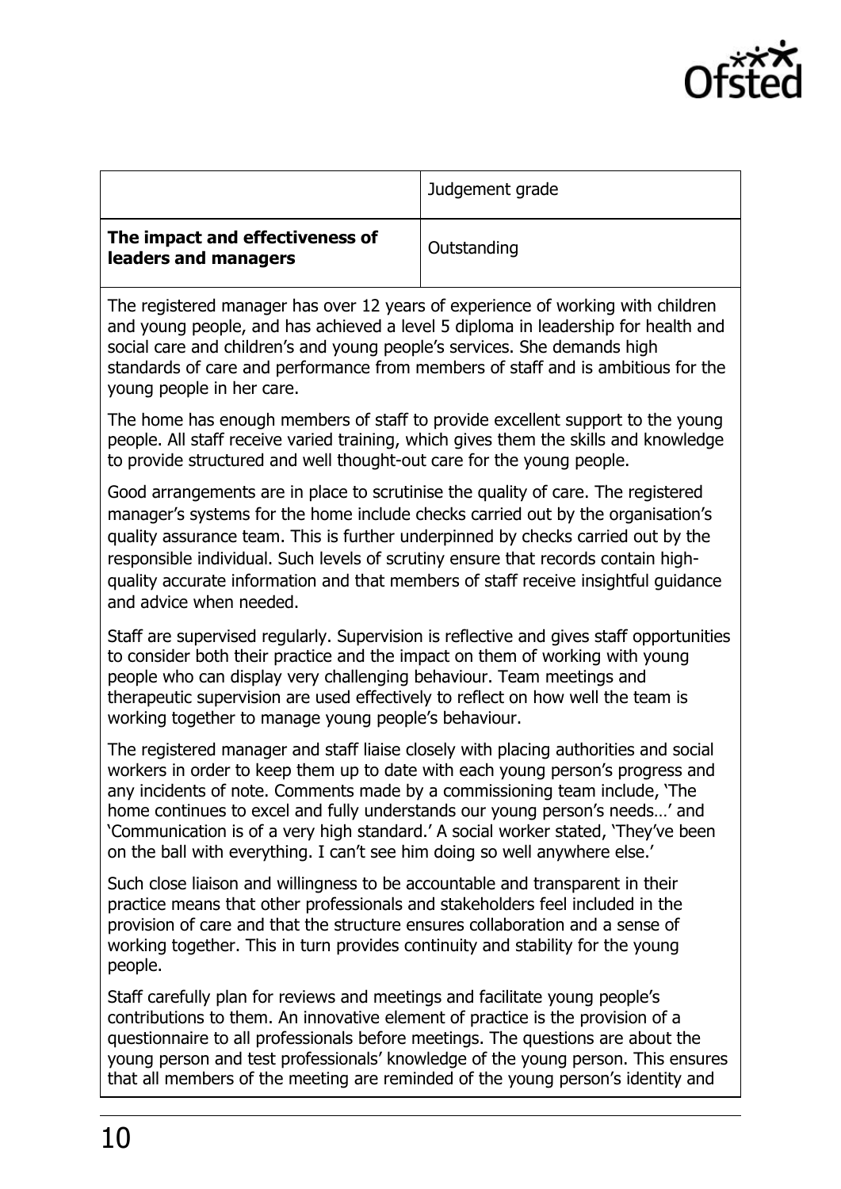| | Judgement grade |
|---|---|
| **The impact and effectiveness of leaders and managers** | Outstanding |

The registered manager has over 12 years of experience of working with children and young people, and has achieved a level 5 diploma in leadership for health and social care and children's and young people's services. She demands high standards of care and performance from members of staff and is ambitious for the young people in her care.

The home has enough members of staff to provide excellent support to the young people. All staff receive varied training, which gives them the skills and knowledge to provide structured and well thought-out care for the young people.

Good arrangements are in place to scrutinise the quality of care. The registered manager's systems for the home include checks carried out by the organisation's quality assurance team. This is further underpinned by checks carried out by the responsible individual. Such levels of scrutiny ensure that records contain high-quality accurate information and that members of staff receive insightful guidance and advice when needed.

Staff are supervised regularly. Supervision is reflective and gives staff opportunities to consider both their practice and the impact on them of working with young people who can display very challenging behaviour. Team meetings and therapeutic supervision are used effectively to reflect on how well the team is working together to manage young people's behaviour.

The registered manager and staff liaise closely with placing authorities and social workers in order to keep them up to date with each young person's progress and any incidents of note. Comments made by a commissioning team include, 'The home continues to excel and fully understands our young person's needs…' and 'Communication is of a very high standard.' A social worker stated, 'They've been on the ball with everything. I can't see him doing so well anywhere else.'

Such close liaison and willingness to be accountable and transparent in their practice means that other professionals and stakeholders feel included in the provision of care and that the structure ensures collaboration and a sense of working together. This in turn provides continuity and stability for the young people.

Staff carefully plan for reviews and meetings and facilitate young people's contributions to them. An innovative element of practice is the provision of a questionnaire to all professionals before meetings. The questions are about the young person and test professionals' knowledge of the young person. This ensures that all members of the meeting are reminded of the young person's identity and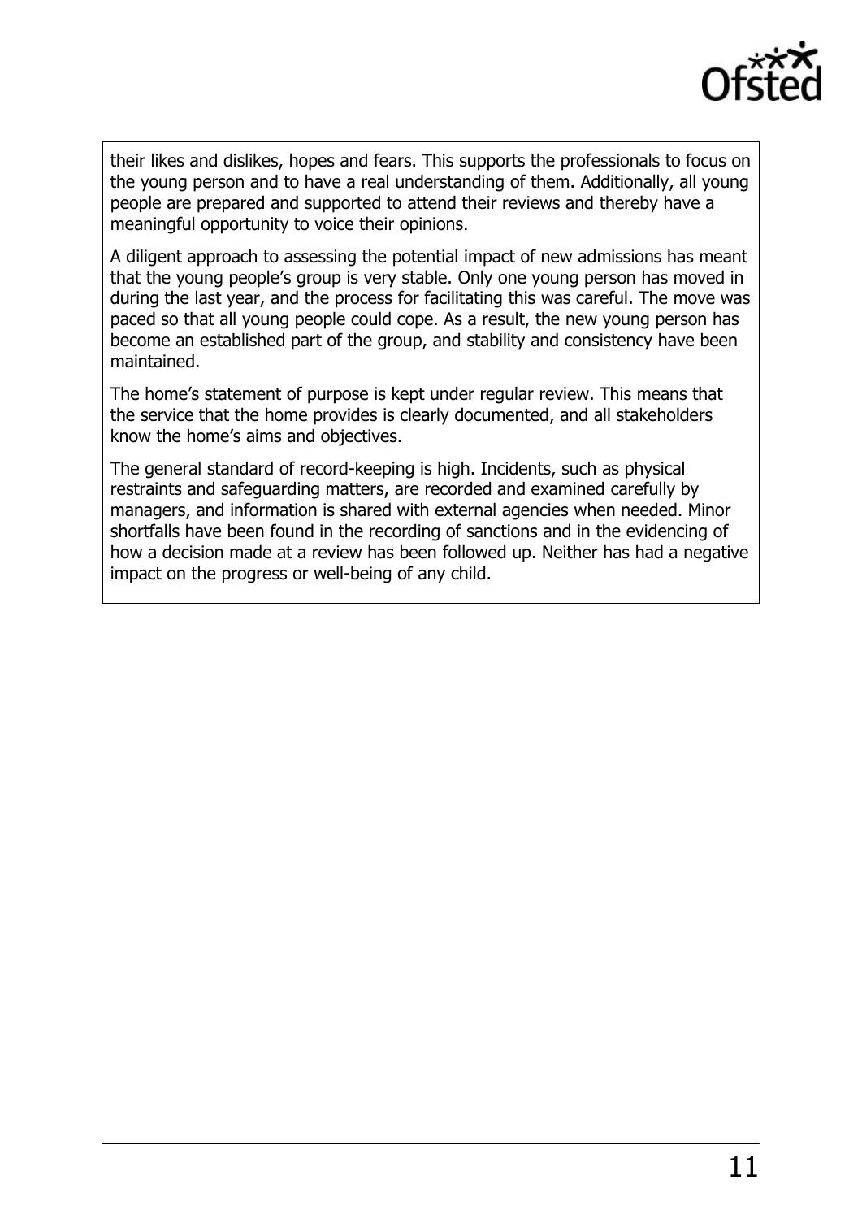their likes and dislikes, hopes and fears. This supports the professionals to focus on the young person and to have a real understanding of them. Additionally, all young people are prepared and supported to attend their reviews and thereby have a meaningful opportunity to voice their opinions.

A diligent approach to assessing the potential impact of new admissions has meant that the young people's group is very stable. Only one young person has moved in during the last year, and the process for facilitating this was careful. The move was paced so that all young people could cope. As a result, the new young person has become an established part of the group, and stability and consistency have been maintained.

The home's statement of purpose is kept under regular review. This means that the service that the home provides is clearly documented, and all stakeholders know the home's aims and objectives.

The general standard of record-keeping is high. Incidents, such as physical restraints and safeguarding matters, are recorded and examined carefully by managers, and information is shared with external agencies when needed. Minor shortfalls have been found in the recording of sanctions and in the evidencing of how a decision made at a review has been followed up. Neither has had a negative impact on the progress or well-being of any child.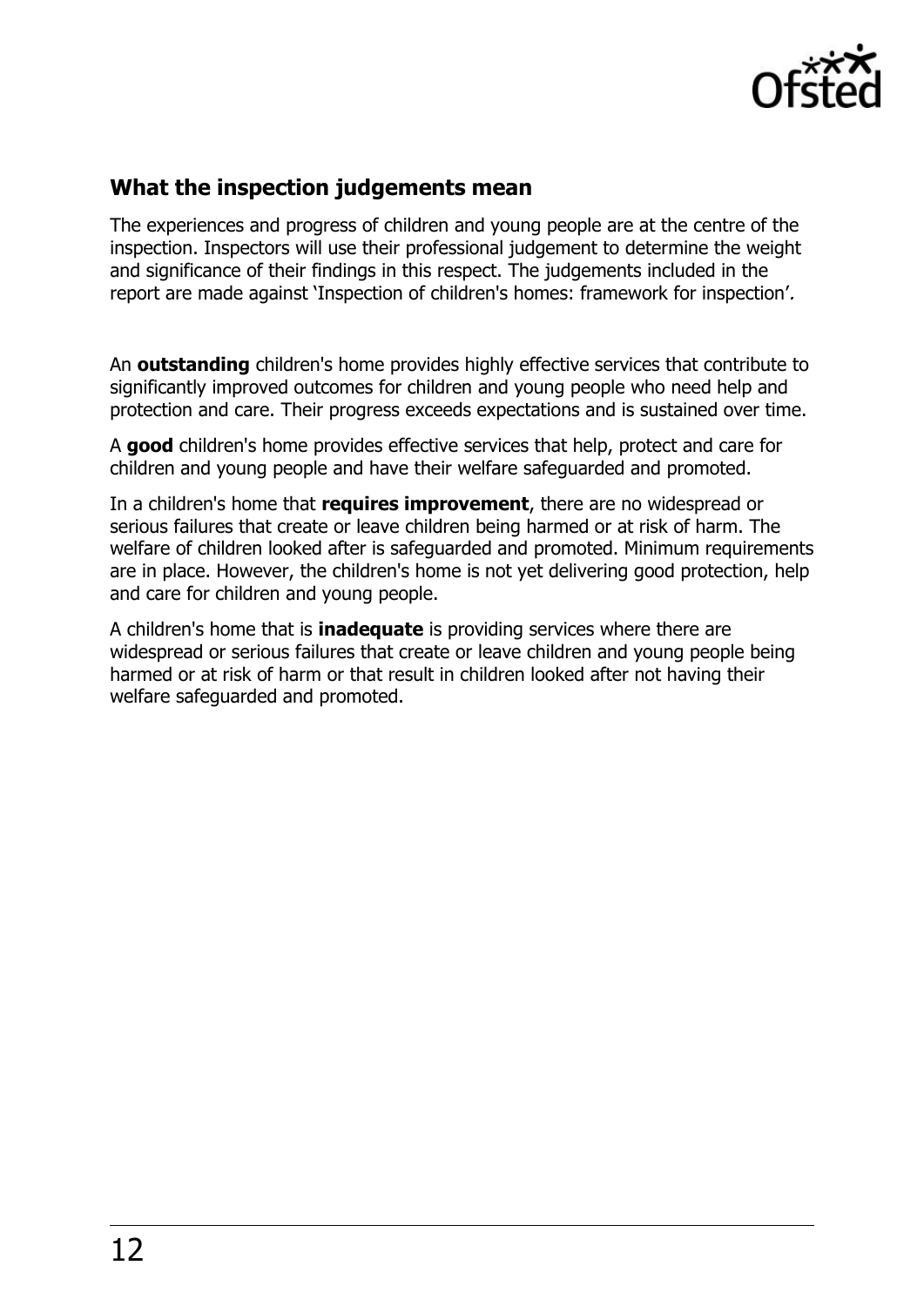## What the inspection judgements mean

The experiences and progress of children and young people are at the centre of the inspection. Inspectors will use their professional judgement to determine the weight and significance of their findings in this respect. The judgements included in the report are made against 'Inspection of children's homes: framework for inspection'.

An **outstanding** children's home provides highly effective services that contribute to significantly improved outcomes for children and young people who need help and protection and care. Their progress exceeds expectations and is sustained over time.

A **good** children's home provides effective services that help, protect and care for children and young people and have their welfare safeguarded and promoted.

In a children's home that **requires improvement**, there are no widespread or serious failures that create or leave children being harmed or at risk of harm. The welfare of children looked after is safeguarded and promoted. Minimum requirements are in place. However, the children's home is not yet delivering good protection, help and care for children and young people.

A children's home that is **inadequate** is providing services where there are widespread or serious failures that create or leave children and young people being harmed or at risk of harm or that result in children looked after not having their welfare safeguarded and promoted.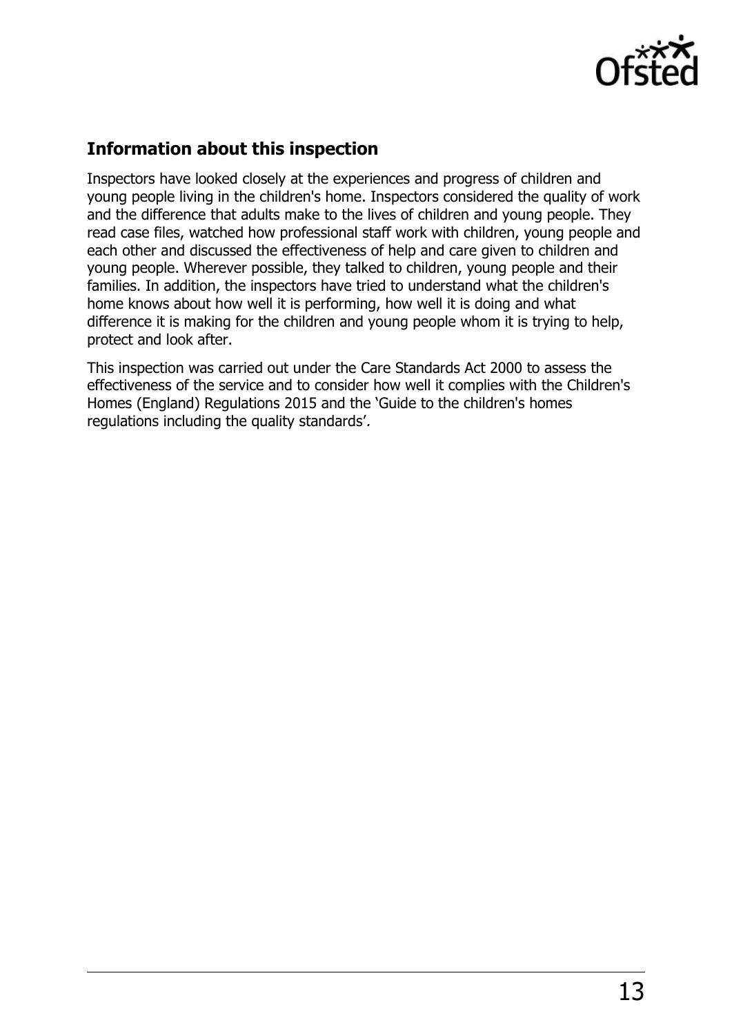## Information about this inspection

Inspectors have looked closely at the experiences and progress of children and young people living in the children's home. Inspectors considered the quality of work and the difference that adults make to the lives of children and young people. They read case files, watched how professional staff work with children, young people and each other and discussed the effectiveness of help and care given to children and young people. Wherever possible, they talked to children, young people and their families. In addition, the inspectors have tried to understand what the children's home knows about how well it is performing, how well it is doing and what difference it is making for the children and young people whom it is trying to help, protect and look after.

This inspection was carried out under the Care Standards Act 2000 to assess the effectiveness of the service and to consider how well it complies with the Children's Homes (England) Regulations 2015 and the 'Guide to the children's homes regulations including the quality standards'*.*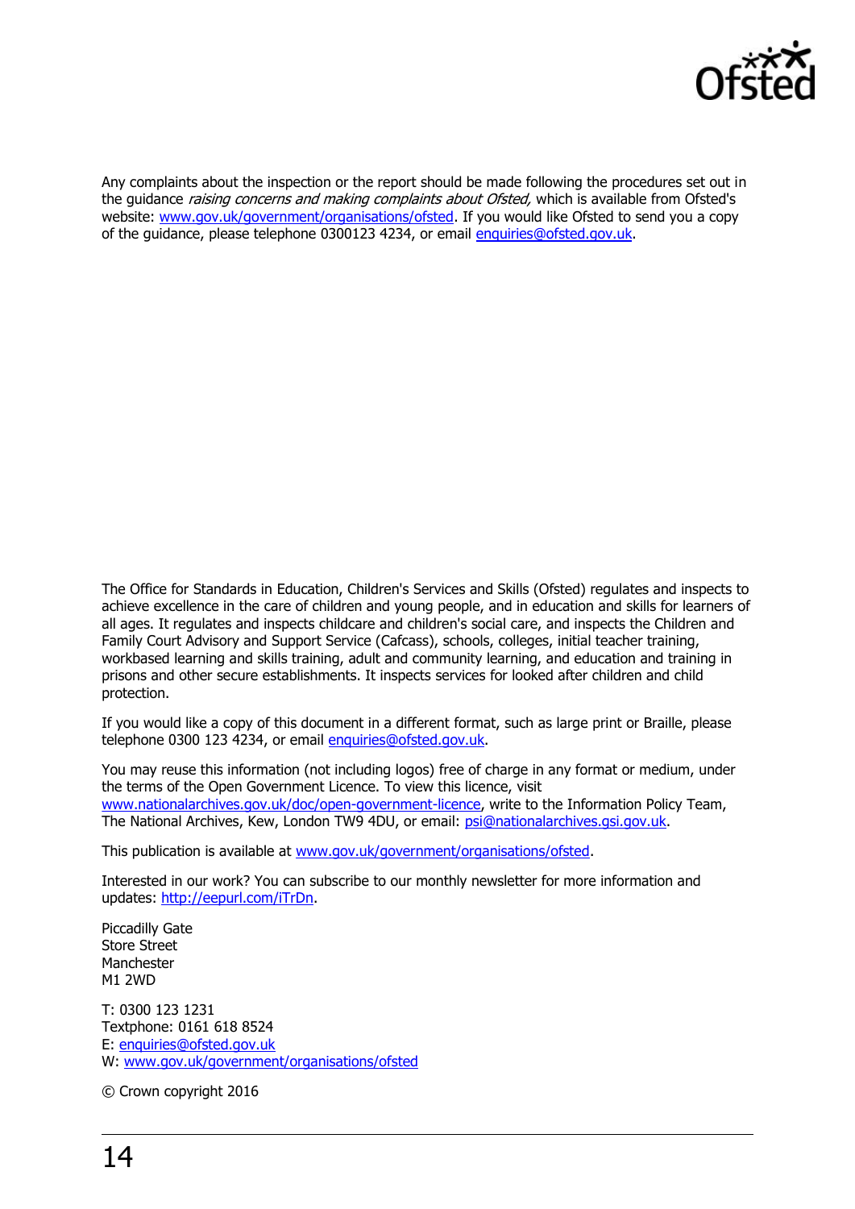Any complaints about the inspection or the report should be made following the procedures set out in the guidance *raising concerns and making complaints about Ofsted,* which is available from Ofsted's website: [www.gov.uk/government/organisations/ofsted](http://www.gov.uk/government/organisations/ofsted). If you would like Ofsted to send you a copy of the guidance, please telephone 0300123 4234, or email [enquiries@ofsted.gov.uk](mailto:enquiries@ofsted.gov.uk).

The Office for Standards in Education, Children's Services and Skills (Ofsted) regulates and inspects to achieve excellence in the care of children and young people, and in education and skills for learners of all ages. It regulates and inspects childcare and children's social care, and inspects the Children and Family Court Advisory and Support Service (Cafcass), schools, colleges, initial teacher training, workbased learning and skills training, adult and community learning, and education and training in prisons and other secure establishments. It inspects services for looked after children and child protection.

If you would like a copy of this document in a different format, such as large print or Braille, please telephone 0300 123 4234, or email [enquiries@ofsted.gov.uk](mailto:enquiries@ofsted.gov.uk).

You may reuse this information (not including logos) free of charge in any format or medium, under the terms of the Open Government Licence. To view this licence, visit [www.nationalarchives.gov.uk/doc/open-government-licence](http://www.nationalarchives.gov.uk/doc/open-government-licence), write to the Information Policy Team, The National Archives, Kew, London TW9 4DU, or email: [psi@nationalarchives.gsi.gov.uk](mailto:psi@nationalarchives.gsi.gov.uk).

This publication is available at [www.gov.uk/government/organisations/ofsted](http://www.gov.uk/government/organisations/ofsted).

Interested in our work? You can subscribe to our monthly newsletter for more information and updates: [http://eepurl.com/iTrDn](http://eepurl.com/iTrDn).

Piccadilly Gate  
Store Street  
Manchester  
M1 2WD

T: 0300 123 1231  
Textphone: 0161 618 8524  
E: [enquiries@ofsted.gov.uk](mailto:enquiries@ofsted.gov.uk)  
W: [www.gov.uk/government/organisations/ofsted](http://www.gov.uk/government/organisations/ofsted)

© Crown copyright 2016